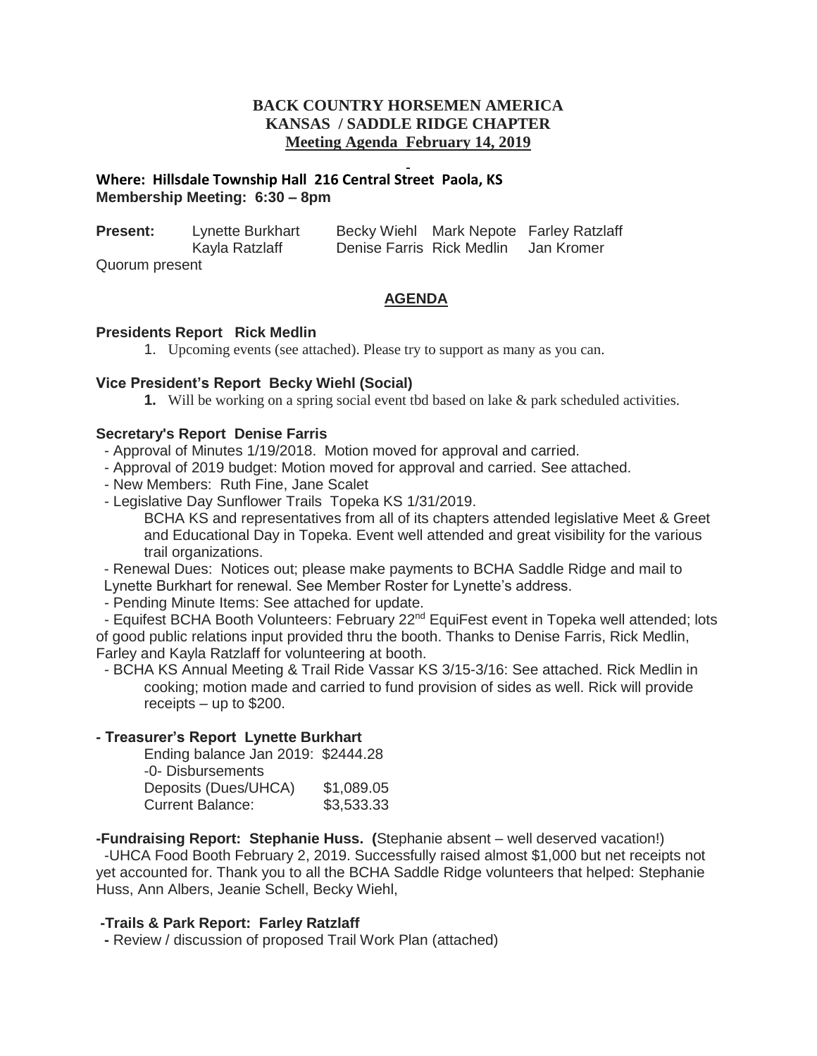# BACK COUNTRY HORSEMEN AMERICA
## KANSAS / SADDLE RIDGE CHAPTER
### Meeting Agenda February 14, 2019

**Where: Hillsdale Township Hall 216 Central Street Paola, KS**
**Membership Meeting: 6:30 – 8pm**

| **Present:** | Lynette Burkhart | Becky Wiehl | Mark Nepote | Farley Ratzlaff |
|---|---|---|---|---|
| | Kayla Ratzlaff | Denise Farris | Rick Medlin | Jan Kromer |

Quorum present

## AGENDA

### Presidents Report Rick Medlin

1. Upcoming events (see attached). Please try to support as many as you can.

### Vice President's Report Becky Wiehl (Social)

1. Will be working on a spring social event tbd based on lake & park scheduled activities.

### Secretary's Report Denise Farris

- Approval of Minutes 1/19/2018. Motion moved for approval and carried.
- Approval of 2019 budget: Motion moved for approval and carried. See attached.
- New Members: Ruth Fine, Jane Scalet
- Legislative Day Sunflower Trails Topeka KS 1/31/2019.
  BCHA KS and representatives from all of its chapters attended legislative Meet & Greet and Educational Day in Topeka. Event well attended and great visibility for the various trail organizations.
- Renewal Dues: Notices out; please make payments to BCHA Saddle Ridge and mail to Lynette Burkhart for renewal. See Member Roster for Lynette's address.
- Pending Minute Items: See attached for update.
- Equifest BCHA Booth Volunteers: February 22nd EquiFest event in Topeka well attended; lots of good public relations input provided thru the booth. Thanks to Denise Farris, Rick Medlin, Farley and Kayla Ratzlaff for volunteering at booth.
- BCHA KS Annual Meeting & Trail Ride Vassar KS 3/15-3/16: See attached. Rick Medlin in cooking; motion made and carried to fund provision of sides as well. Rick will provide receipts – up to $200.

### - Treasurer's Report Lynette Burkhart

| | |
|---|---|
| Ending balance Jan 2019: | $2444.28 |
| -0- Disbursements | |
| Deposits (Dues/UHCA) | $1,089.05 |
| Current Balance: | $3,533.33 |

**-Fundraising Report: Stephanie Huss. (**Stephanie absent – well deserved vacation!)

-UHCA Food Booth February 2, 2019. Successfully raised almost $1,000 but net receipts not yet accounted for. Thank you to all the BCHA Saddle Ridge volunteers that helped: Stephanie Huss, Ann Albers, Jeanie Schell, Becky Wiehl,

**-Trails & Park Report: Farley Ratzlaff**

**-** Review / discussion of proposed Trail Work Plan (attached)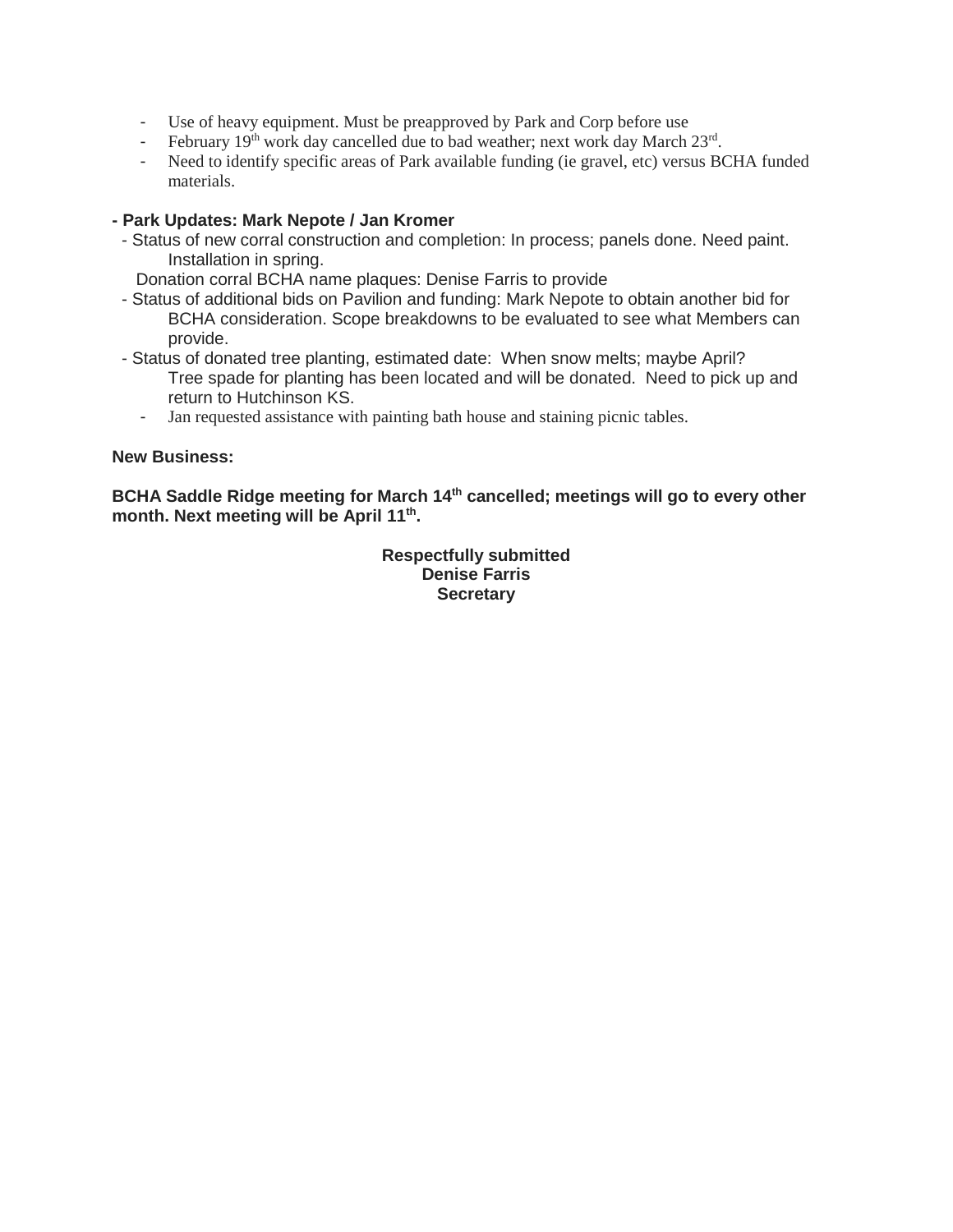- Use of heavy equipment. Must be preapproved by Park and Corp before use
- February 19th work day cancelled due to bad weather; next work day March 23rd.
- Need to identify specific areas of Park available funding (ie gravel, etc) versus BCHA funded materials.

**- Park Updates: Mark Nepote / Jan Kromer**

- Status of new corral construction and completion: In process; panels done. Need paint. Installation in spring.

  Donation corral BCHA name plaques: Denise Farris to provide
- Status of additional bids on Pavilion and funding: Mark Nepote to obtain another bid for BCHA consideration. Scope breakdowns to be evaluated to see what Members can provide.
- Status of donated tree planting, estimated date: When snow melts; maybe April? Tree spade for planting has been located and will be donated. Need to pick up and return to Hutchinson KS.
  - Jan requested assistance with painting bath house and staining picnic tables.

**New Business:**

**BCHA Saddle Ridge meeting for March 14th cancelled; meetings will go to every other month. Next meeting will be April 11th.**

**Respectfully submitted**
**Denise Farris**
**Secretary**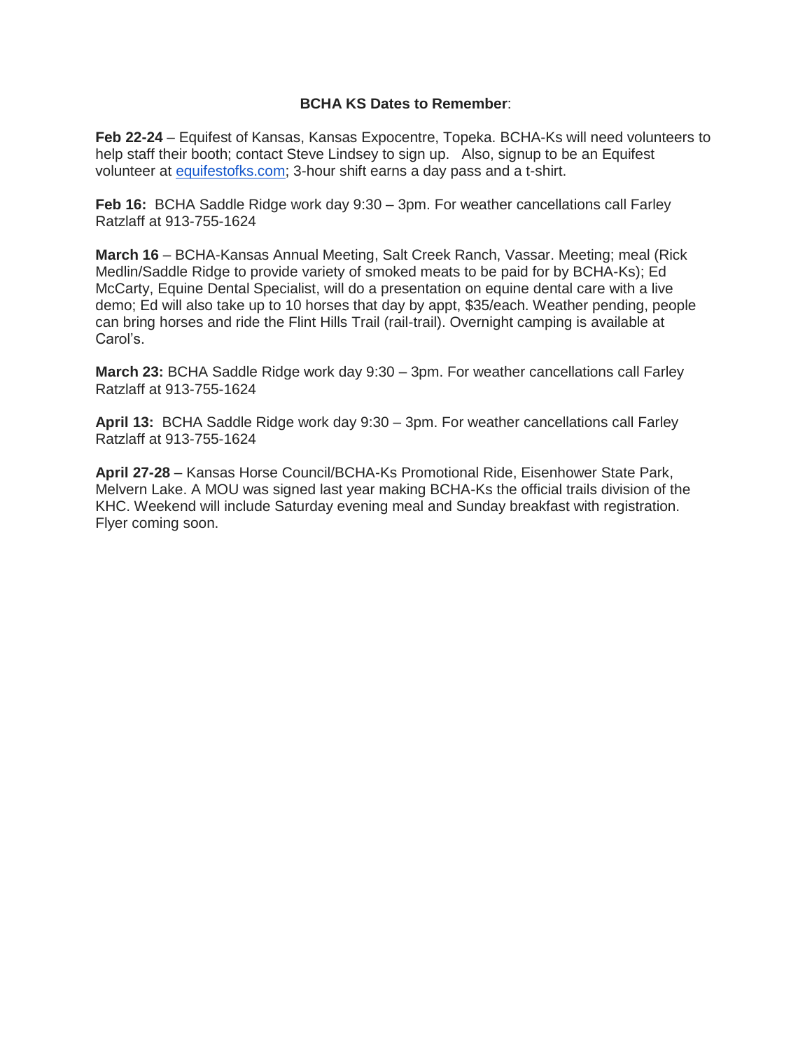**BCHA KS Dates to Remember**:

**Feb 22-24** – Equifest of Kansas, Kansas Expocentre, Topeka. BCHA-Ks will need volunteers to help staff their booth; contact Steve Lindsey to sign up. Also, signup to be an Equifest volunteer at [equifestofks.com](equifestofks.com); 3-hour shift earns a day pass and a t-shirt.

**Feb 16:** BCHA Saddle Ridge work day 9:30 – 3pm. For weather cancellations call Farley Ratzlaff at 913-755-1624

**March 16** – BCHA-Kansas Annual Meeting, Salt Creek Ranch, Vassar. Meeting; meal (Rick Medlin/Saddle Ridge to provide variety of smoked meats to be paid for by BCHA-Ks); Ed McCarty, Equine Dental Specialist, will do a presentation on equine dental care with a live demo; Ed will also take up to 10 horses that day by appt, $35/each. Weather pending, people can bring horses and ride the Flint Hills Trail (rail-trail). Overnight camping is available at Carol's.

**March 23:** BCHA Saddle Ridge work day 9:30 – 3pm. For weather cancellations call Farley Ratzlaff at 913-755-1624

**April 13:** BCHA Saddle Ridge work day 9:30 – 3pm. For weather cancellations call Farley Ratzlaff at 913-755-1624

**April 27-28** – Kansas Horse Council/BCHA-Ks Promotional Ride, Eisenhower State Park, Melvern Lake. A MOU was signed last year making BCHA-Ks the official trails division of the KHC. Weekend will include Saturday evening meal and Sunday breakfast with registration. Flyer coming soon.